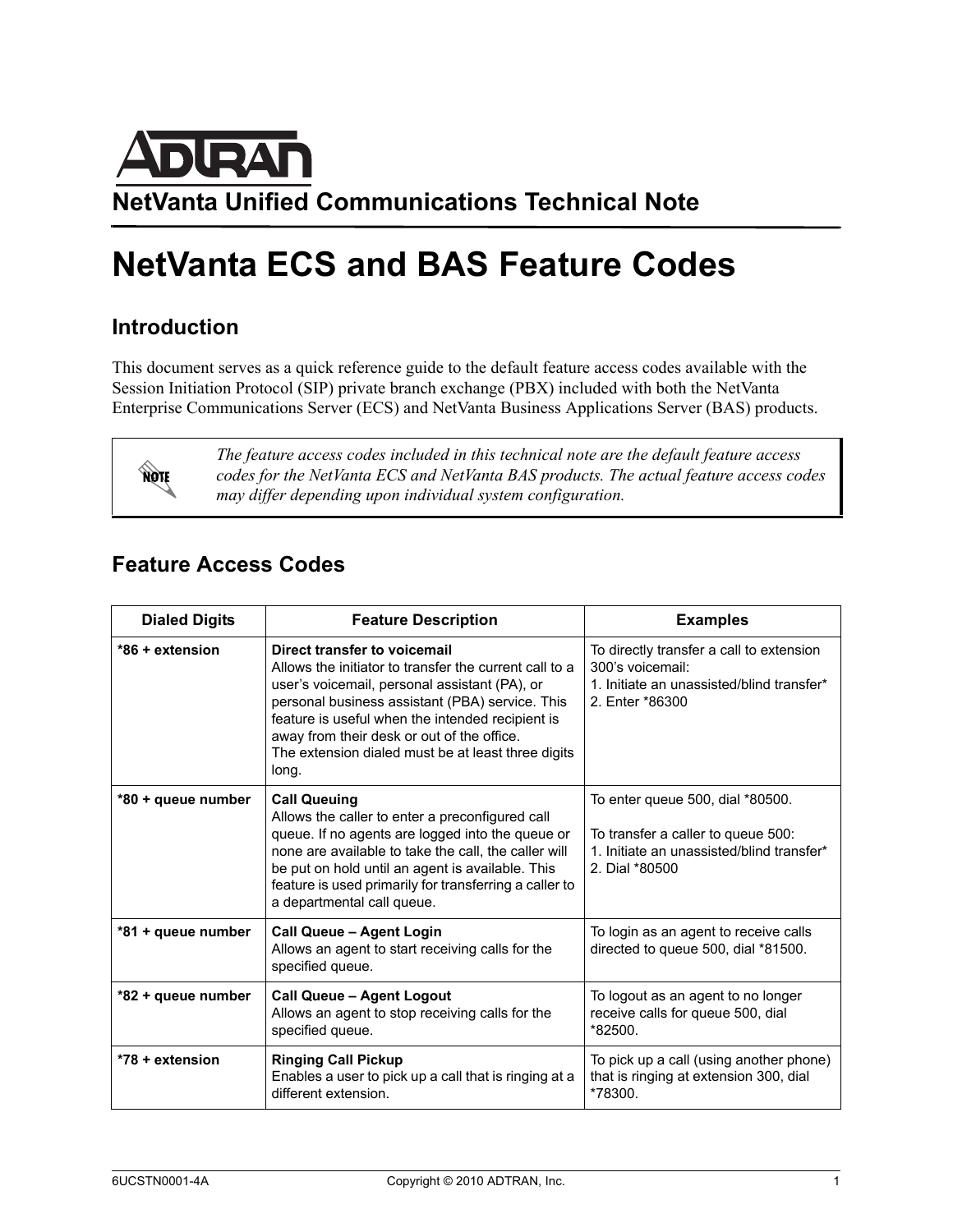# ADTRAN

## NetVanta Unified Communications Technical Note

# NetVanta ECS and BAS Feature Codes

## Introduction

This document serves as a quick reference guide to the default feature access codes available with the Session Initiation Protocol (SIP) private branch exchange (PBX) included with both the NetVanta Enterprise Communications Server (ECS) and NetVanta Business Applications Server (BAS) products.

> **NOTE:** *The feature access codes included in this technical note are the default feature access codes for the NetVanta ECS and NetVanta BAS products. The actual feature access codes may differ depending upon individual system configuration.*

## Feature Access Codes

| Dialed Digits | Feature Description | Examples |
|---|---|---|
| **\*86 + extension** | **Direct transfer to voicemail**<br>Allows the initiator to transfer the current call to a user's voicemail, personal assistant (PA), or personal business assistant (PBA) service. This feature is useful when the intended recipient is away from their desk or out of the office.<br>The extension dialed must be at least three digits long. | To directly transfer a call to extension 300's voicemail:<br>1. Initiate an unassisted/blind transfer*<br>2. Enter *86300 |
| **\*80 + queue number** | **Call Queuing**<br>Allows the caller to enter a preconfigured call queue. If no agents are logged into the queue or none are available to take the call, the caller will be put on hold until an agent is available. This feature is used primarily for transferring a caller to a departmental call queue. | To enter queue 500, dial *80500.<br><br>To transfer a caller to queue 500:<br>1. Initiate an unassisted/blind transfer*<br>2. Dial *80500 |
| **\*81 + queue number** | **Call Queue – Agent Login**<br>Allows an agent to start receiving calls for the specified queue. | To login as an agent to receive calls directed to queue 500, dial *81500. |
| **\*82 + queue number** | **Call Queue – Agent Logout**<br>Allows an agent to stop receiving calls for the specified queue. | To logout as an agent to no longer receive calls for queue 500, dial *82500. |
| **\*78 + extension** | **Ringing Call Pickup**<br>Enables a user to pick up a call that is ringing at a different extension. | To pick up a call (using another phone) that is ringing at extension 300, dial *78300. |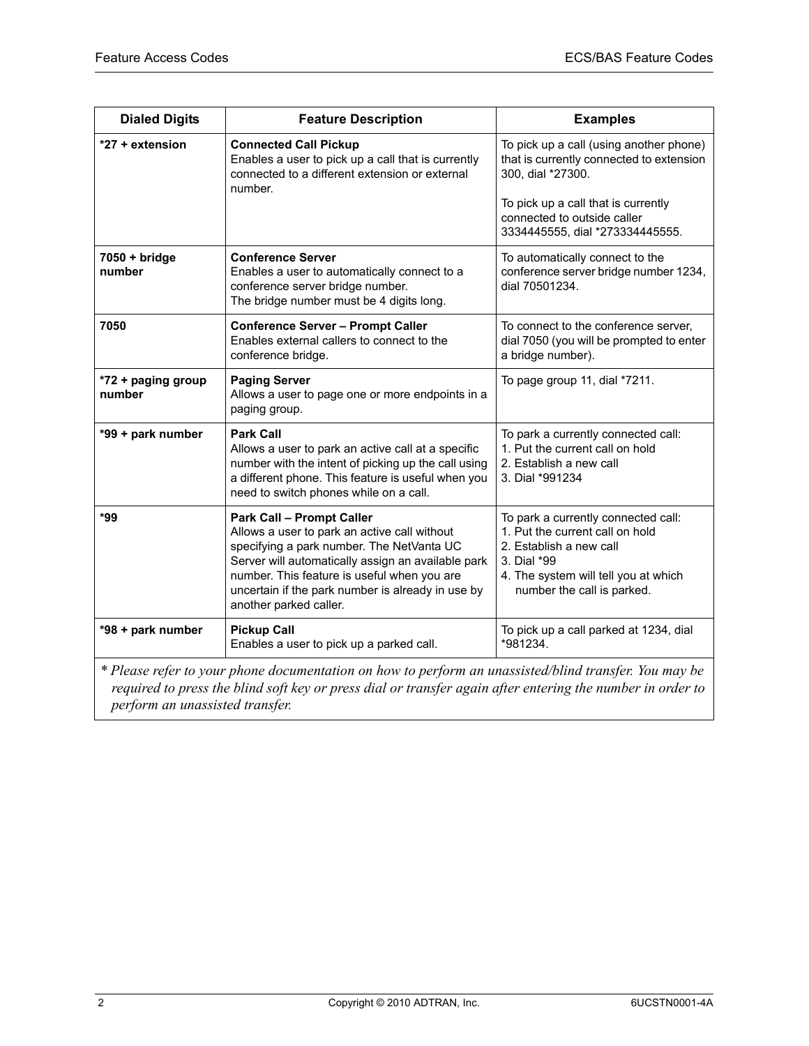| Dialed Digits | Feature Description | Examples |
|---|---|---|
| **\*27 + extension** | **Connected Call Pickup** Enables a user to pick up a call that is currently connected to a different extension or external number. | To pick up a call (using another phone) that is currently connected to extension 300, dial *27300. To pick up a call that is currently connected to outside caller 3334445555, dial *273334445555. |
| **7050 + bridge number** | **Conference Server** Enables a user to automatically connect to a conference server bridge number. The bridge number must be 4 digits long. | To automatically connect to the conference server bridge number 1234, dial 70501234. |
| **7050** | **Conference Server – Prompt Caller** Enables external callers to connect to the conference bridge. | To connect to the conference server, dial 7050 (you will be prompted to enter a bridge number). |
| **\*72 + paging group number** | **Paging Server** Allows a user to page one or more endpoints in a paging group. | To page group 11, dial *7211. |
| **\*99 + park number** | **Park Call** Allows a user to park an active call at a specific number with the intent of picking up the call using a different phone. This feature is useful when you need to switch phones while on a call. | To park a currently connected call: 1. Put the current call on hold 2. Establish a new call 3. Dial *991234 |
| **\*99** | **Park Call – Prompt Caller** Allows a user to park an active call without specifying a park number. The NetVanta UC Server will automatically assign an available park number. This feature is useful when you are uncertain if the park number is already in use by another parked caller. | To park a currently connected call: 1. Put the current call on hold 2. Establish a new call 3. Dial *99 4. The system will tell you at which number the call is parked. |
| **\*98 + park number** | **Pickup Call** Enables a user to pick up a parked call. | To pick up a call parked at 1234, dial *981234. |

*\* Please refer to your phone documentation on how to perform an unassisted/blind transfer. You may be required to press the blind soft key or press dial or transfer again after entering the number in order to perform an unassisted transfer.*